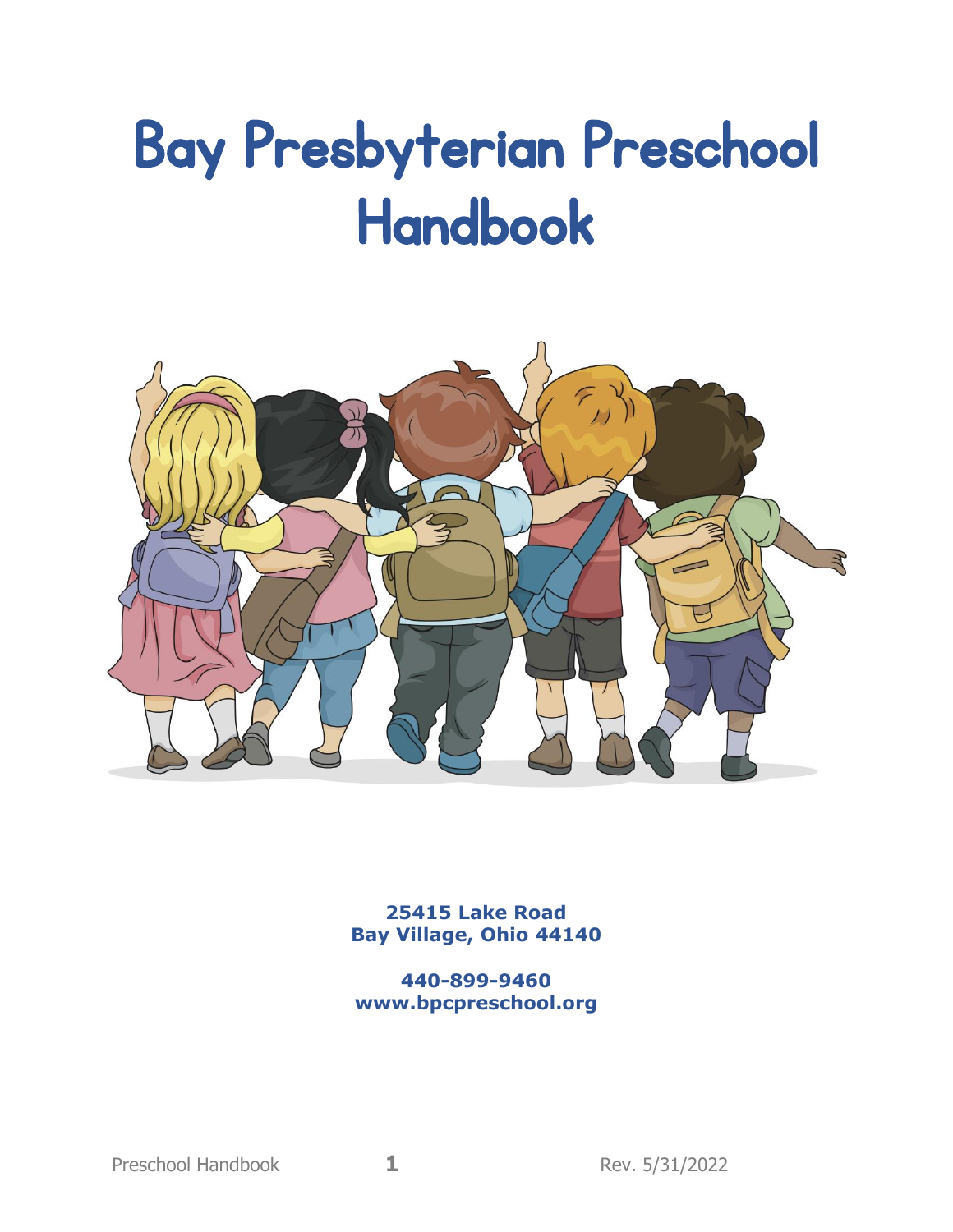# Bay Presbyterian Preschool Handbook

**25415 Lake Road**
**Bay Village, Ohio 44140**

**440-899-9460**
**www.bpcpreschool.org**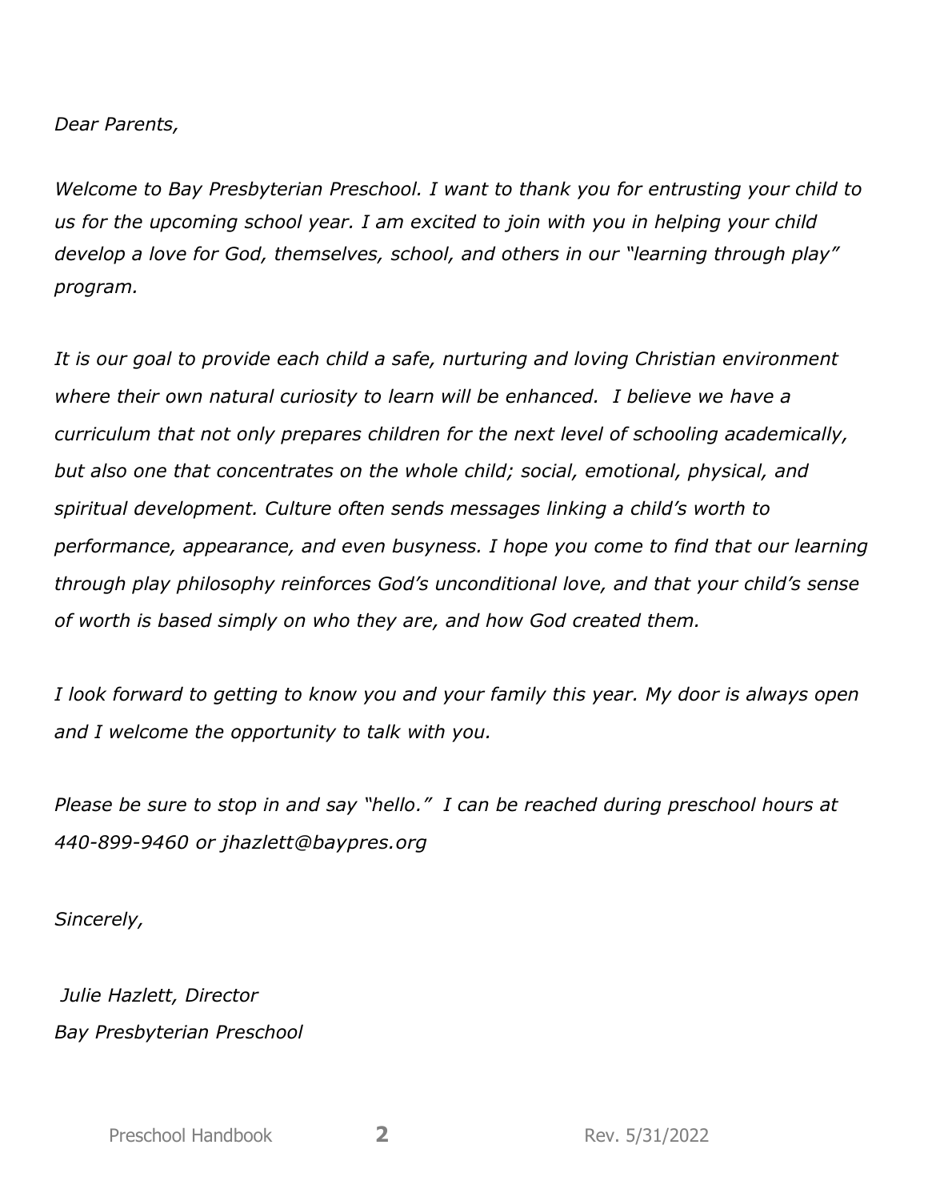*Dear Parents,*

*Welcome to Bay Presbyterian Preschool. I want to thank you for entrusting your child to us for the upcoming school year. I am excited to join with you in helping your child develop a love for God, themselves, school, and others in our "learning through play" program.*

*It is our goal to provide each child a safe, nurturing and loving Christian environment where their own natural curiosity to learn will be enhanced. I believe we have a curriculum that not only prepares children for the next level of schooling academically, but also one that concentrates on the whole child; social, emotional, physical, and spiritual development. Culture often sends messages linking a child's worth to performance, appearance, and even busyness. I hope you come to find that our learning through play philosophy reinforces God's unconditional love, and that your child's sense of worth is based simply on who they are, and how God created them.*

*I look forward to getting to know you and your family this year. My door is always open and I welcome the opportunity to talk with you.*

*Please be sure to stop in and say "hello." I can be reached during preschool hours at 440-899-9460 or jhazlett@baypres.org*

*Sincerely,*

*Julie Hazlett, Director*
*Bay Presbyterian Preschool*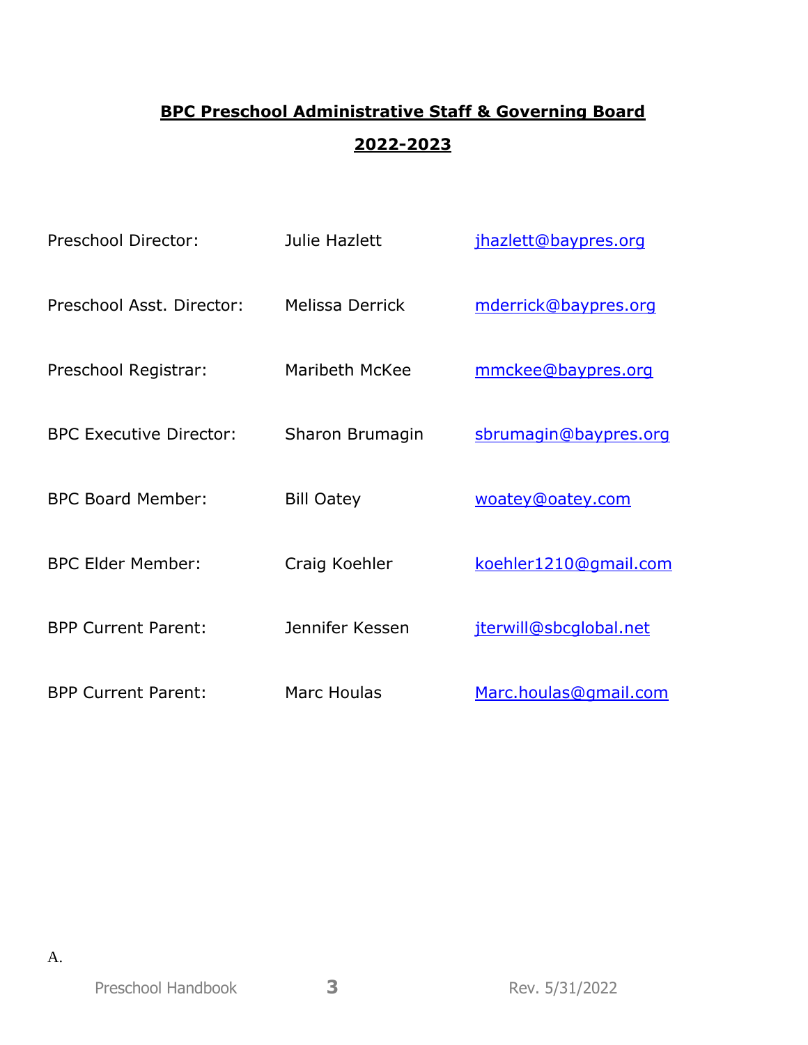## BPC Preschool Administrative Staff & Governing Board

## 2022-2023

| | | |
|---|---|---|
| Preschool Director: | Julie Hazlett | jhazlett@baypres.org |
| Preschool Asst. Director: | Melissa Derrick | mderrick@baypres.org |
| Preschool Registrar: | Maribeth McKee | mmckee@baypres.org |
| BPC Executive Director: | Sharon Brumagin | sbrumagin@baypres.org |
| BPC Board Member: | Bill Oatey | woatey@oatey.com |
| BPC Elder Member: | Craig Koehler | koehler1210@gmail.com |
| BPP Current Parent: | Jennifer Kessen | jterwill@sbcglobal.net |
| BPP Current Parent: | Marc Houlas | Marc.houlas@gmail.com |

A.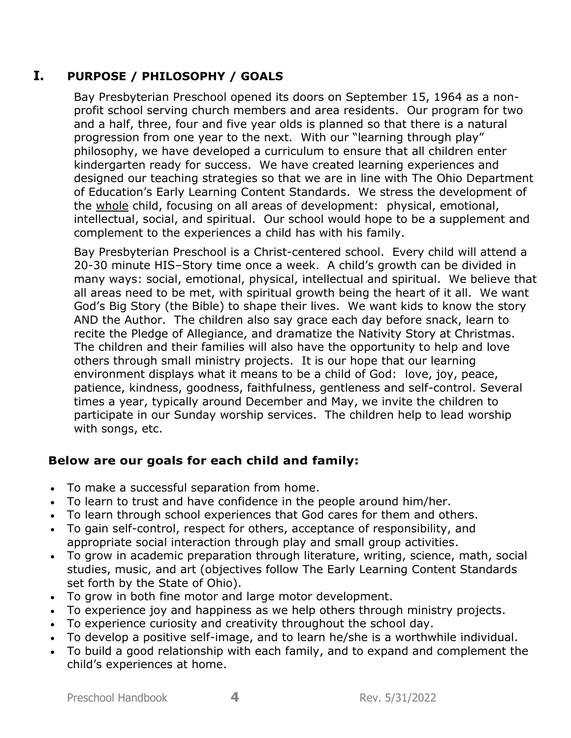# I. PURPOSE / PHILOSOPHY / GOALS

Bay Presbyterian Preschool opened its doors on September 15, 1964 as a non-profit school serving church members and area residents. Our program for two and a half, three, four and five year olds is planned so that there is a natural progression from one year to the next. With our "learning through play" philosophy, we have developed a curriculum to ensure that all children enter kindergarten ready for success. We have created learning experiences and designed our teaching strategies so that we are in line with The Ohio Department of Education's Early Learning Content Standards. We stress the development of the <u>whole</u> child, focusing on all areas of development: physical, emotional, intellectual, social, and spiritual. Our school would hope to be a supplement and complement to the experiences a child has with his family.

Bay Presbyterian Preschool is a Christ-centered school. Every child will attend a 20-30 minute HIS–Story time once a week. A child's growth can be divided in many ways: social, emotional, physical, intellectual and spiritual. We believe that all areas need to be met, with spiritual growth being the heart of it all. We want God's Big Story (the Bible) to shape their lives. We want kids to know the story AND the Author. The children also say grace each day before snack, learn to recite the Pledge of Allegiance, and dramatize the Nativity Story at Christmas. The children and their families will also have the opportunity to help and love others through small ministry projects. It is our hope that our learning environment displays what it means to be a child of God: love, joy, peace, patience, kindness, goodness, faithfulness, gentleness and self-control. Several times a year, typically around December and May, we invite the children to participate in our Sunday worship services. The children help to lead worship with songs, etc.

**Below are our goals for each child and family:**

- To make a successful separation from home.
- To learn to trust and have confidence in the people around him/her.
- To learn through school experiences that God cares for them and others.
- To gain self-control, respect for others, acceptance of responsibility, and appropriate social interaction through play and small group activities.
- To grow in academic preparation through literature, writing, science, math, social studies, music, and art (objectives follow The Early Learning Content Standards set forth by the State of Ohio).
- To grow in both fine motor and large motor development.
- To experience joy and happiness as we help others through ministry projects.
- To experience curiosity and creativity throughout the school day.
- To develop a positive self-image, and to learn he/she is a worthwhile individual.
- To build a good relationship with each family, and to expand and complement the child's experiences at home.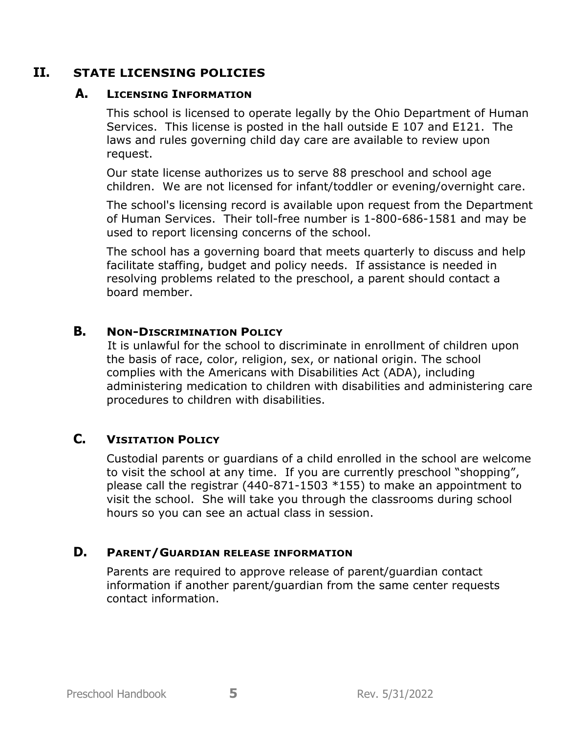# II. STATE LICENSING POLICIES

## A. Licensing Information

This school is licensed to operate legally by the Ohio Department of Human Services. This license is posted in the hall outside E 107 and E121. The laws and rules governing child day care are available to review upon request.

Our state license authorizes us to serve 88 preschool and school age children. We are not licensed for infant/toddler or evening/overnight care.

The school's licensing record is available upon request from the Department of Human Services. Their toll-free number is 1-800-686-1581 and may be used to report licensing concerns of the school.

The school has a governing board that meets quarterly to discuss and help facilitate staffing, budget and policy needs. If assistance is needed in resolving problems related to the preschool, a parent should contact a board member.

## B. Non-Discrimination Policy

It is unlawful for the school to discriminate in enrollment of children upon the basis of race, color, religion, sex, or national origin. The school complies with the Americans with Disabilities Act (ADA), including administering medication to children with disabilities and administering care procedures to children with disabilities.

## C. Visitation Policy

Custodial parents or guardians of a child enrolled in the school are welcome to visit the school at any time. If you are currently preschool "shopping", please call the registrar (440-871-1503 *155) to make an appointment to visit the school. She will take you through the classrooms during school hours so you can see an actual class in session.

## D. Parent/Guardian release information

Parents are required to approve release of parent/guardian contact information if another parent/guardian from the same center requests contact information.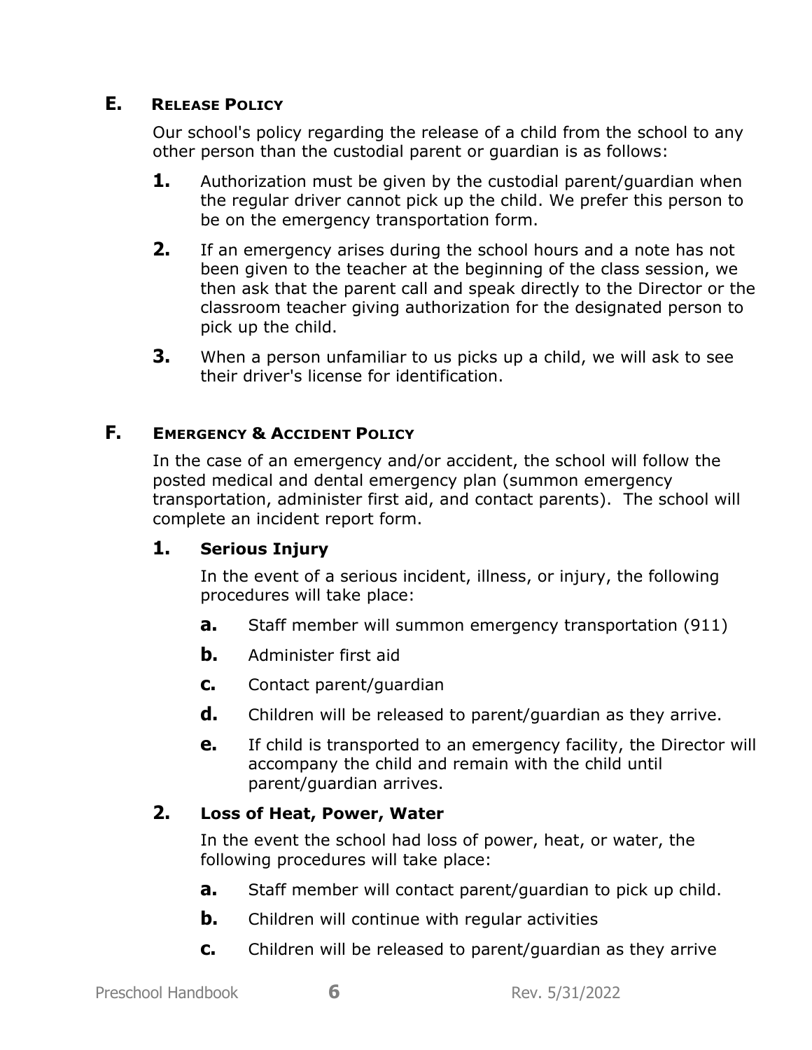## E. Release Policy

Our school's policy regarding the release of a child from the school to any other person than the custodial parent or guardian is as follows:

1. Authorization must be given by the custodial parent/guardian when the regular driver cannot pick up the child. We prefer this person to be on the emergency transportation form.
2. If an emergency arises during the school hours and a note has not been given to the teacher at the beginning of the class session, we then ask that the parent call and speak directly to the Director or the classroom teacher giving authorization for the designated person to pick up the child.
3. When a person unfamiliar to us picks up a child, we will ask to see their driver's license for identification.

## F. Emergency & Accident Policy

In the case of an emergency and/or accident, the school will follow the posted medical and dental emergency plan (summon emergency transportation, administer first aid, and contact parents). The school will complete an incident report form.

### 1. Serious Injury

In the event of a serious incident, illness, or injury, the following procedures will take place:

- **a.** Staff member will summon emergency transportation (911)
- **b.** Administer first aid
- **c.** Contact parent/guardian
- **d.** Children will be released to parent/guardian as they arrive.
- **e.** If child is transported to an emergency facility, the Director will accompany the child and remain with the child until parent/guardian arrives.

### 2. Loss of Heat, Power, Water

In the event the school had loss of power, heat, or water, the following procedures will take place:

- **a.** Staff member will contact parent/guardian to pick up child.
- **b.** Children will continue with regular activities
- **c.** Children will be released to parent/guardian as they arrive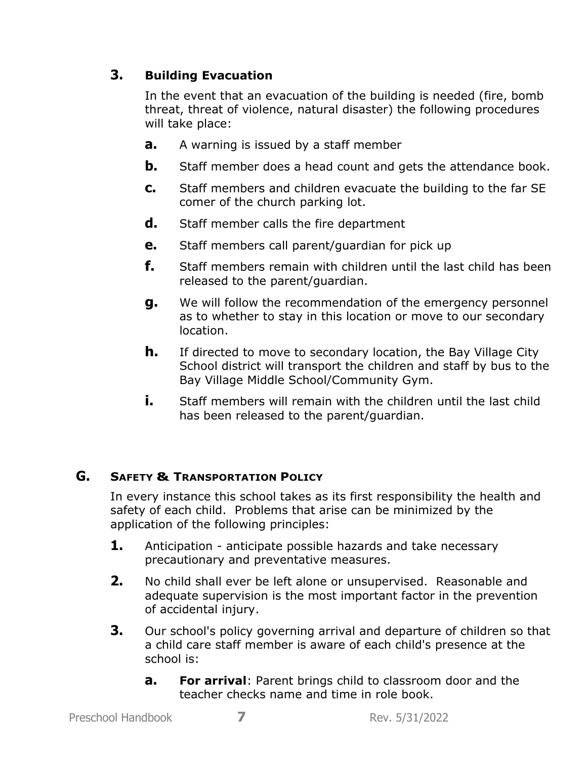### 3. Building Evacuation

In the event that an evacuation of the building is needed (fire, bomb threat, threat of violence, natural disaster) the following procedures will take place:

- **a.** A warning is issued by a staff member
- **b.** Staff member does a head count and gets the attendance book.
- **c.** Staff members and children evacuate the building to the far SE comer of the church parking lot.
- **d.** Staff member calls the fire department
- **e.** Staff members call parent/guardian for pick up
- **f.** Staff members remain with children until the last child has been released to the parent/guardian.
- **g.** We will follow the recommendation of the emergency personnel as to whether to stay in this location or move to our secondary location.
- **h.** If directed to move to secondary location, the Bay Village City School district will transport the children and staff by bus to the Bay Village Middle School/Community Gym.
- **i.** Staff members will remain with the children until the last child has been released to the parent/guardian.

## G. Safety & Transportation Policy

In every instance this school takes as its first responsibility the health and safety of each child. Problems that arise can be minimized by the application of the following principles:

1. Anticipation - anticipate possible hazards and take necessary precautionary and preventative measures.
2. No child shall ever be left alone or unsupervised. Reasonable and adequate supervision is the most important factor in the prevention of accidental injury.
3. Our school's policy governing arrival and departure of children so that a child care staff member is aware of each child's presence at the school is:
   - **a.** **For arrival**: Parent brings child to classroom door and the teacher checks name and time in role book.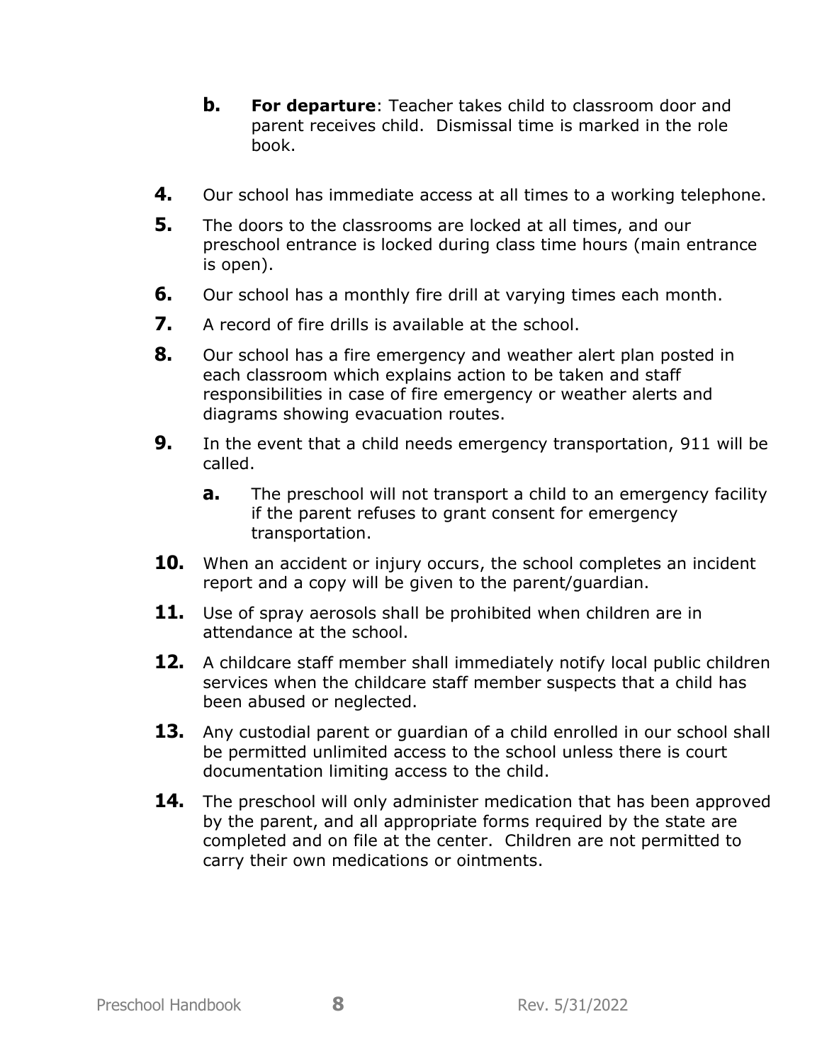b. **For departure**: Teacher takes child to classroom door and parent receives child. Dismissal time is marked in the role book.

4. Our school has immediate access at all times to a working telephone.
5. The doors to the classrooms are locked at all times, and our preschool entrance is locked during class time hours (main entrance is open).
6. Our school has a monthly fire drill at varying times each month.
7. A record of fire drills is available at the school.
8. Our school has a fire emergency and weather alert plan posted in each classroom which explains action to be taken and staff responsibilities in case of fire emergency or weather alerts and diagrams showing evacuation routes.
9. In the event that a child needs emergency transportation, 911 will be called.
   a. The preschool will not transport a child to an emergency facility if the parent refuses to grant consent for emergency transportation.
10. When an accident or injury occurs, the school completes an incident report and a copy will be given to the parent/guardian.
11. Use of spray aerosols shall be prohibited when children are in attendance at the school.
12. A childcare staff member shall immediately notify local public children services when the childcare staff member suspects that a child has been abused or neglected.
13. Any custodial parent or guardian of a child enrolled in our school shall be permitted unlimited access to the school unless there is court documentation limiting access to the child.
14. The preschool will only administer medication that has been approved by the parent, and all appropriate forms required by the state are completed and on file at the center. Children are not permitted to carry their own medications or ointments.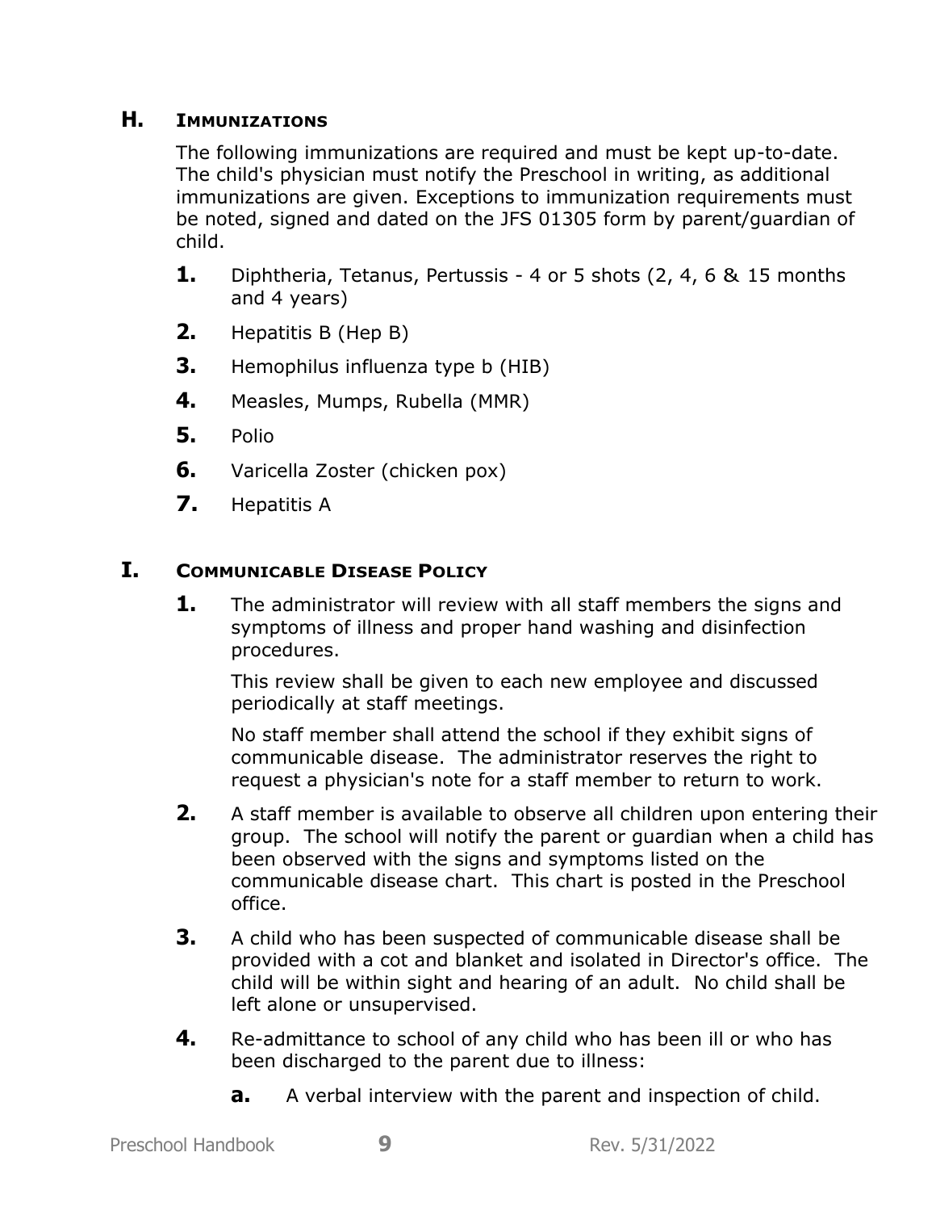## H. Immunizations

The following immunizations are required and must be kept up-to-date. The child's physician must notify the Preschool in writing, as additional immunizations are given. Exceptions to immunization requirements must be noted, signed and dated on the JFS 01305 form by parent/guardian of child.

1. Diphtheria, Tetanus, Pertussis - 4 or 5 shots (2, 4, 6 & 15 months and 4 years)
2. Hepatitis B (Hep B)
3. Hemophilus influenza type b (HIB)
4. Measles, Mumps, Rubella (MMR)
5. Polio
6. Varicella Zoster (chicken pox)
7. Hepatitis A

## I. Communicable Disease Policy

1. The administrator will review with all staff members the signs and symptoms of illness and proper hand washing and disinfection procedures.

   This review shall be given to each new employee and discussed periodically at staff meetings.

   No staff member shall attend the school if they exhibit signs of communicable disease. The administrator reserves the right to request a physician's note for a staff member to return to work.

2. A staff member is available to observe all children upon entering their group. The school will notify the parent or guardian when a child has been observed with the signs and symptoms listed on the communicable disease chart. This chart is posted in the Preschool office.

3. A child who has been suspected of communicable disease shall be provided with a cot and blanket and isolated in Director's office. The child will be within sight and hearing of an adult. No child shall be left alone or unsupervised.

4. Re-admittance to school of any child who has been ill or who has been discharged to the parent due to illness:

   a. A verbal interview with the parent and inspection of child.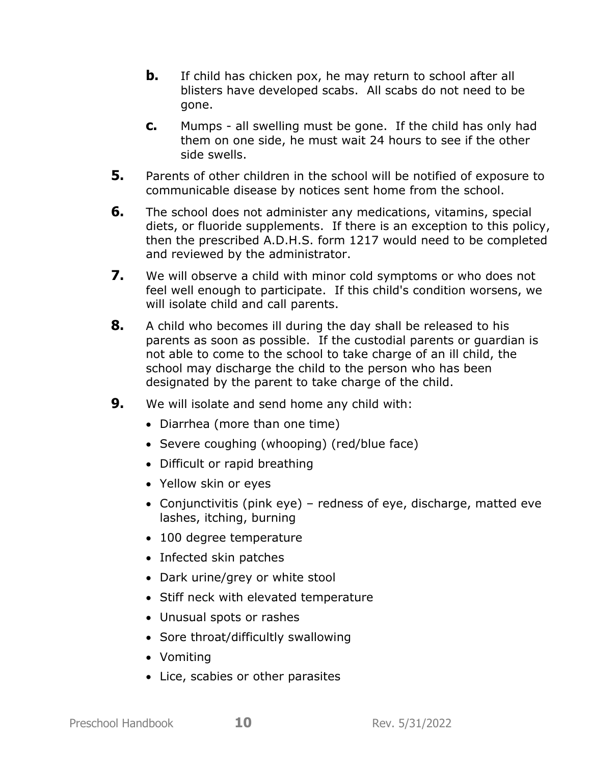**b.** If child has chicken pox, he may return to school after all blisters have developed scabs. All scabs do not need to be gone.

**c.** Mumps - all swelling must be gone. If the child has only had them on one side, he must wait 24 hours to see if the other side swells.

**5.** Parents of other children in the school will be notified of exposure to communicable disease by notices sent home from the school.

**6.** The school does not administer any medications, vitamins, special diets, or fluoride supplements. If there is an exception to this policy, then the prescribed A.D.H.S. form 1217 would need to be completed and reviewed by the administrator.

**7.** We will observe a child with minor cold symptoms or who does not feel well enough to participate. If this child's condition worsens, we will isolate child and call parents.

**8.** A child who becomes ill during the day shall be released to his parents as soon as possible. If the custodial parents or guardian is not able to come to the school to take charge of an ill child, the school may discharge the child to the person who has been designated by the parent to take charge of the child.

**9.** We will isolate and send home any child with:

- Diarrhea (more than one time)
- Severe coughing (whooping) (red/blue face)
- Difficult or rapid breathing
- Yellow skin or eyes
- Conjunctivitis (pink eye) – redness of eye, discharge, matted eve lashes, itching, burning
- 100 degree temperature
- Infected skin patches
- Dark urine/grey or white stool
- Stiff neck with elevated temperature
- Unusual spots or rashes
- Sore throat/difficultly swallowing
- Vomiting
- Lice, scabies or other parasites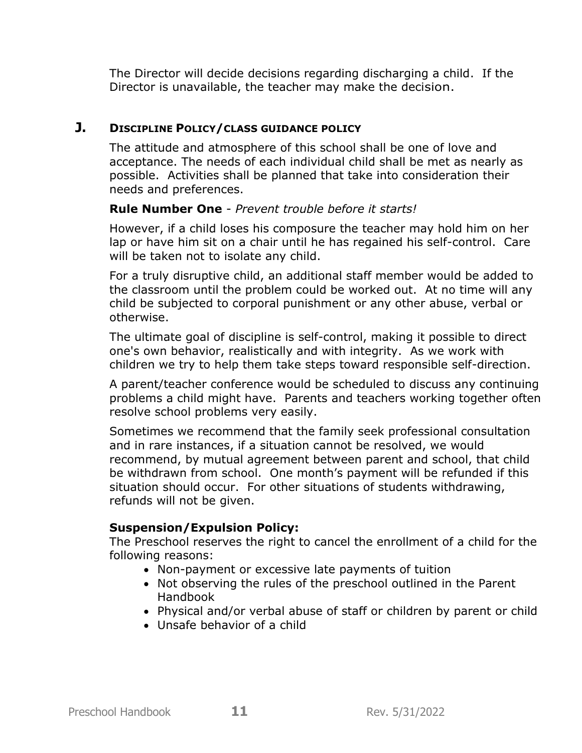The Director will decide decisions regarding discharging a child. If the Director is unavailable, the teacher may make the decision.

## J. DISCIPLINE POLICY/CLASS GUIDANCE POLICY

The attitude and atmosphere of this school shall be one of love and acceptance. The needs of each individual child shall be met as nearly as possible. Activities shall be planned that take into consideration their needs and preferences.

**Rule Number One** - *Prevent trouble before it starts!*

However, if a child loses his composure the teacher may hold him on her lap or have him sit on a chair until he has regained his self-control. Care will be taken not to isolate any child.

For a truly disruptive child, an additional staff member would be added to the classroom until the problem could be worked out. At no time will any child be subjected to corporal punishment or any other abuse, verbal or otherwise.

The ultimate goal of discipline is self-control, making it possible to direct one's own behavior, realistically and with integrity. As we work with children we try to help them take steps toward responsible self-direction.

A parent/teacher conference would be scheduled to discuss any continuing problems a child might have. Parents and teachers working together often resolve school problems very easily.

Sometimes we recommend that the family seek professional consultation and in rare instances, if a situation cannot be resolved, we would recommend, by mutual agreement between parent and school, that child be withdrawn from school. One month's payment will be refunded if this situation should occur. For other situations of students withdrawing, refunds will not be given.

**Suspension/Expulsion Policy:**

The Preschool reserves the right to cancel the enrollment of a child for the following reasons:

- Non-payment or excessive late payments of tuition
- Not observing the rules of the preschool outlined in the Parent Handbook
- Physical and/or verbal abuse of staff or children by parent or child
- Unsafe behavior of a child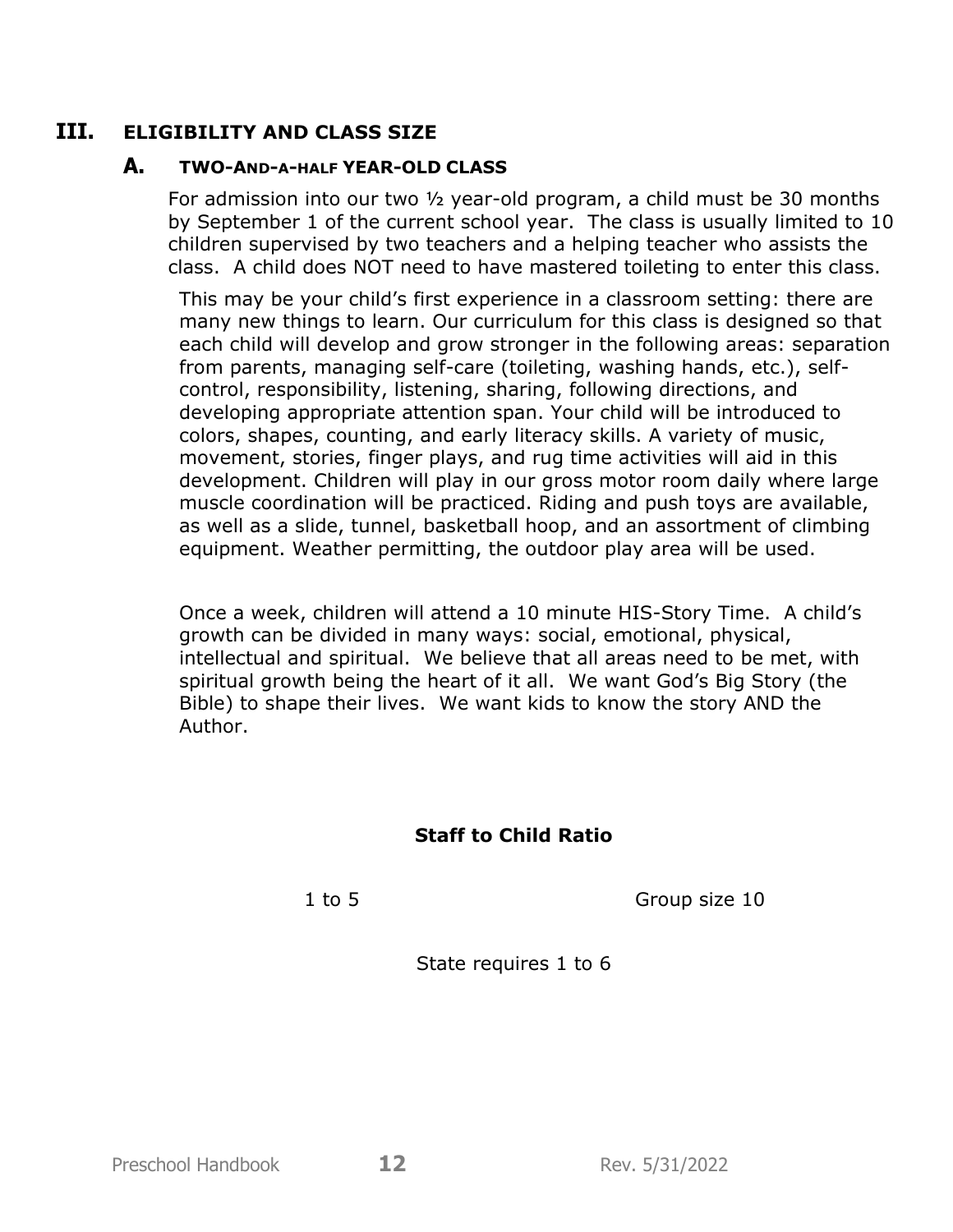# III. ELIGIBILITY AND CLASS SIZE

## A. TWO-AND-A-HALF YEAR-OLD CLASS

For admission into our two ½ year-old program, a child must be 30 months by September 1 of the current school year. The class is usually limited to 10 children supervised by two teachers and a helping teacher who assists the class. A child does NOT need to have mastered toileting to enter this class.

This may be your child's first experience in a classroom setting: there are many new things to learn. Our curriculum for this class is designed so that each child will develop and grow stronger in the following areas: separation from parents, managing self-care (toileting, washing hands, etc.), self-control, responsibility, listening, sharing, following directions, and developing appropriate attention span. Your child will be introduced to colors, shapes, counting, and early literacy skills. A variety of music, movement, stories, finger plays, and rug time activities will aid in this development. Children will play in our gross motor room daily where large muscle coordination will be practiced. Riding and push toys are available, as well as a slide, tunnel, basketball hoop, and an assortment of climbing equipment. Weather permitting, the outdoor play area will be used.

Once a week, children will attend a 10 minute HIS-Story Time. A child's growth can be divided in many ways: social, emotional, physical, intellectual and spiritual. We believe that all areas need to be met, with spiritual growth being the heart of it all. We want God's Big Story (the Bible) to shape their lives. We want kids to know the story AND the Author.

**Staff to Child Ratio**

1 to 5 Group size 10

State requires 1 to 6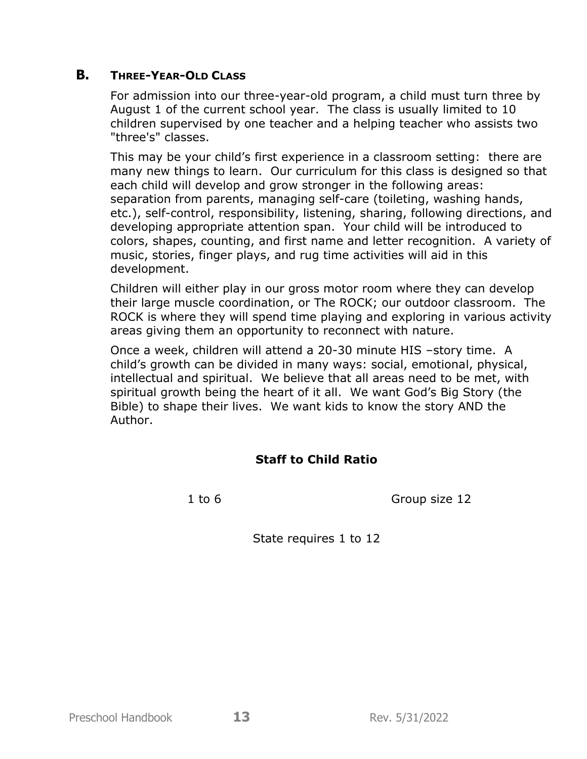## B. THREE-YEAR-OLD CLASS

For admission into our three-year-old program, a child must turn three by August 1 of the current school year. The class is usually limited to 10 children supervised by one teacher and a helping teacher who assists two "three's" classes.

This may be your child's first experience in a classroom setting: there are many new things to learn. Our curriculum for this class is designed so that each child will develop and grow stronger in the following areas: separation from parents, managing self-care (toileting, washing hands, etc.), self-control, responsibility, listening, sharing, following directions, and developing appropriate attention span. Your child will be introduced to colors, shapes, counting, and first name and letter recognition. A variety of music, stories, finger plays, and rug time activities will aid in this development.

Children will either play in our gross motor room where they can develop their large muscle coordination, or The ROCK; our outdoor classroom. The ROCK is where they will spend time playing and exploring in various activity areas giving them an opportunity to reconnect with nature.

Once a week, children will attend a 20-30 minute HIS –story time. A child's growth can be divided in many ways: social, emotional, physical, intellectual and spiritual. We believe that all areas need to be met, with spiritual growth being the heart of it all. We want God's Big Story (the Bible) to shape their lives. We want kids to know the story AND the Author.

**Staff to Child Ratio**

1 to 6 Group size 12

State requires 1 to 12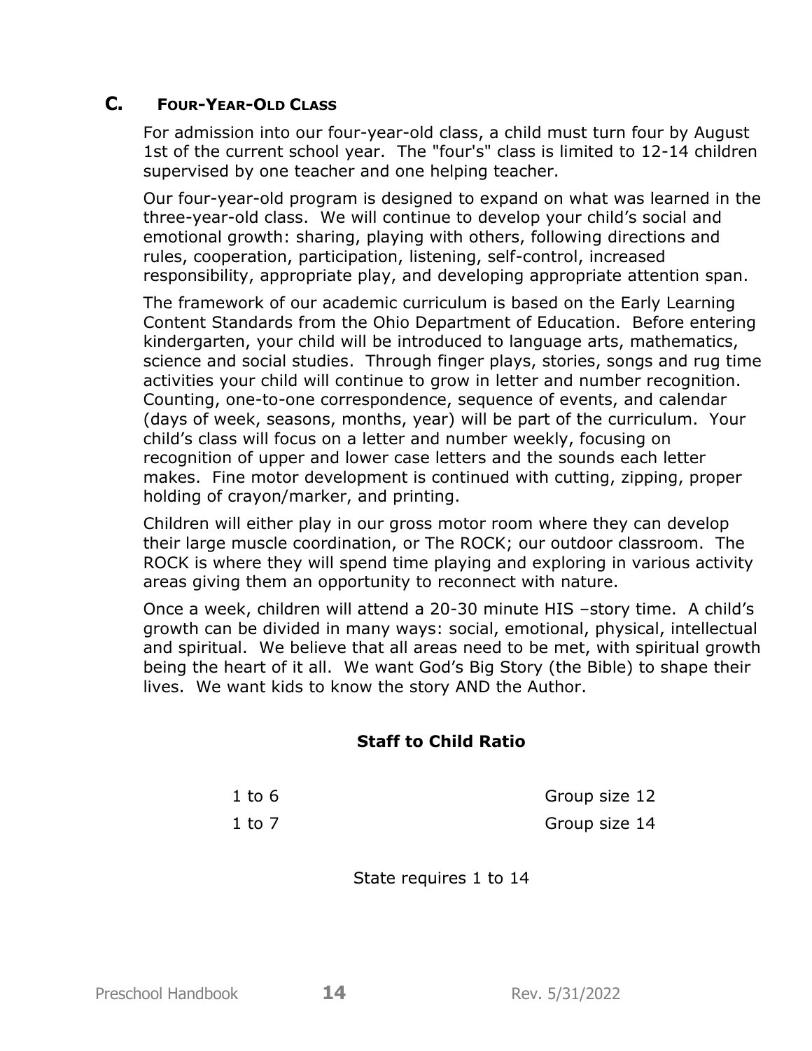## C. Four-Year-Old Class

For admission into our four-year-old class, a child must turn four by August 1st of the current school year. The "four's" class is limited to 12-14 children supervised by one teacher and one helping teacher.

Our four-year-old program is designed to expand on what was learned in the three-year-old class. We will continue to develop your child's social and emotional growth: sharing, playing with others, following directions and rules, cooperation, participation, listening, self-control, increased responsibility, appropriate play, and developing appropriate attention span.

The framework of our academic curriculum is based on the Early Learning Content Standards from the Ohio Department of Education. Before entering kindergarten, your child will be introduced to language arts, mathematics, science and social studies. Through finger plays, stories, songs and rug time activities your child will continue to grow in letter and number recognition. Counting, one-to-one correspondence, sequence of events, and calendar (days of week, seasons, months, year) will be part of the curriculum. Your child's class will focus on a letter and number weekly, focusing on recognition of upper and lower case letters and the sounds each letter makes. Fine motor development is continued with cutting, zipping, proper holding of crayon/marker, and printing.

Children will either play in our gross motor room where they can develop their large muscle coordination, or The ROCK; our outdoor classroom. The ROCK is where they will spend time playing and exploring in various activity areas giving them an opportunity to reconnect with nature.

Once a week, children will attend a 20-30 minute HIS –story time. A child's growth can be divided in many ways: social, emotional, physical, intellectual and spiritual. We believe that all areas need to be met, with spiritual growth being the heart of it all. We want God's Big Story (the Bible) to shape their lives. We want kids to know the story AND the Author.

**Staff to Child Ratio**

| | |
|---|---|
| 1 to 6 | Group size 12 |
| 1 to 7 | Group size 14 |

State requires 1 to 14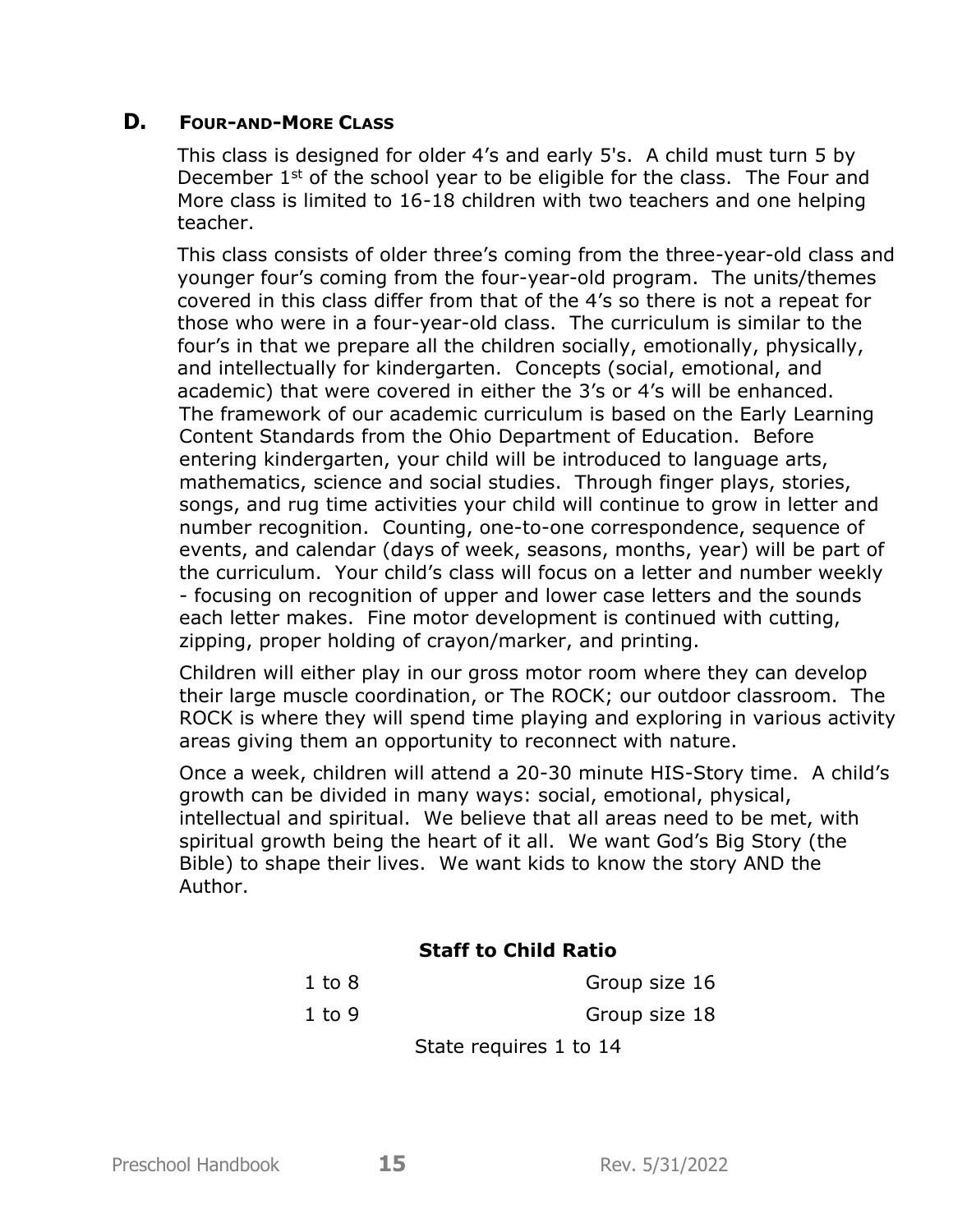## D. Four-and-More Class

This class is designed for older 4's and early 5's. A child must turn 5 by December 1st of the school year to be eligible for the class. The Four and More class is limited to 16-18 children with two teachers and one helping teacher.

This class consists of older three's coming from the three-year-old class and younger four's coming from the four-year-old program. The units/themes covered in this class differ from that of the 4's so there is not a repeat for those who were in a four-year-old class. The curriculum is similar to the four's in that we prepare all the children socially, emotionally, physically, and intellectually for kindergarten. Concepts (social, emotional, and academic) that were covered in either the 3's or 4's will be enhanced. The framework of our academic curriculum is based on the Early Learning Content Standards from the Ohio Department of Education. Before entering kindergarten, your child will be introduced to language arts, mathematics, science and social studies. Through finger plays, stories, songs, and rug time activities your child will continue to grow in letter and number recognition. Counting, one-to-one correspondence, sequence of events, and calendar (days of week, seasons, months, year) will be part of the curriculum. Your child's class will focus on a letter and number weekly - focusing on recognition of upper and lower case letters and the sounds each letter makes. Fine motor development is continued with cutting, zipping, proper holding of crayon/marker, and printing.

Children will either play in our gross motor room where they can develop their large muscle coordination, or The ROCK; our outdoor classroom. The ROCK is where they will spend time playing and exploring in various activity areas giving them an opportunity to reconnect with nature.

Once a week, children will attend a 20-30 minute HIS-Story time. A child's growth can be divided in many ways: social, emotional, physical, intellectual and spiritual. We believe that all areas need to be met, with spiritual growth being the heart of it all. We want God's Big Story (the Bible) to shape their lives. We want kids to know the story AND the Author.

**Staff to Child Ratio**

| | |
|---|---|
| 1 to 8 | Group size 16 |
| 1 to 9 | Group size 18 |

State requires 1 to 14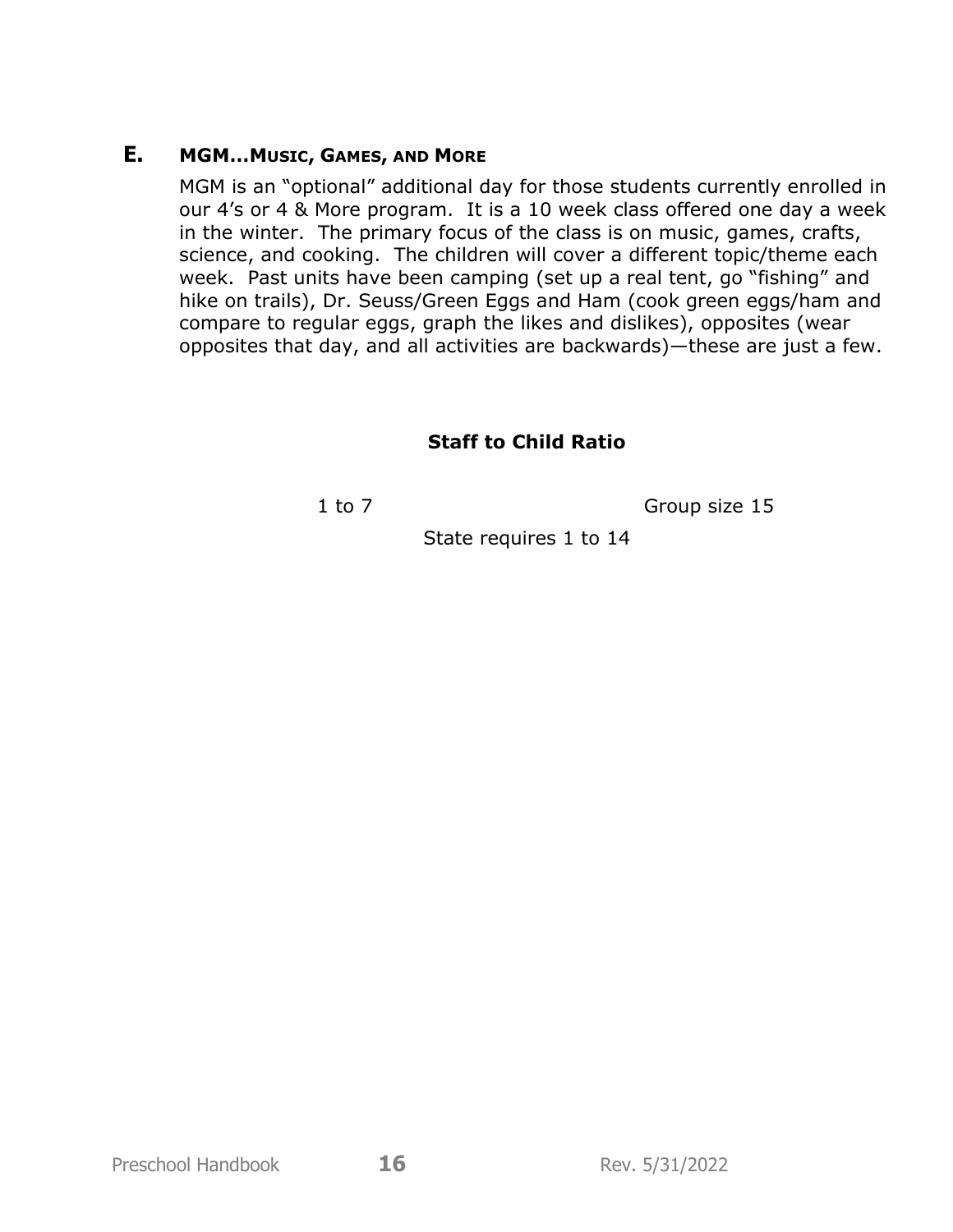## E. MGM…Music, Games, and More

MGM is an "optional" additional day for those students currently enrolled in our 4's or 4 & More program. It is a 10 week class offered one day a week in the winter. The primary focus of the class is on music, games, crafts, science, and cooking. The children will cover a different topic/theme each week. Past units have been camping (set up a real tent, go "fishing" and hike on trails), Dr. Seuss/Green Eggs and Ham (cook green eggs/ham and compare to regular eggs, graph the likes and dislikes), opposites (wear opposites that day, and all activities are backwards)—these are just a few.

**Staff to Child Ratio**

1 to 7 Group size 15

State requires 1 to 14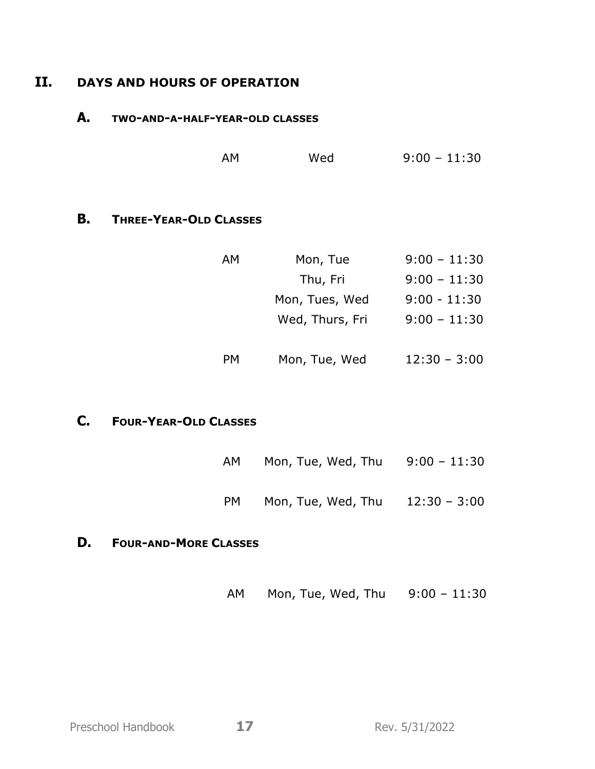## II. DAYS AND HOURS OF OPERATION

### A. TWO-AND-A-HALF-YEAR-OLD CLASSES

| | | |
|---|---|---|
| AM | Wed | 9:00 – 11:30 |

### B. THREE-YEAR-OLD CLASSES

| | | |
|---|---|---|
| AM | Mon, Tue | 9:00 – 11:30 |
| | Thu, Fri | 9:00 – 11:30 |
| | Mon, Tues, Wed | 9:00 - 11:30 |
| | Wed, Thurs, Fri | 9:00 – 11:30 |
| PM | Mon, Tue, Wed | 12:30 – 3:00 |

### C. FOUR-YEAR-OLD CLASSES

| | | |
|---|---|---|
| AM | Mon, Tue, Wed, Thu | 9:00 – 11:30 |
| PM | Mon, Tue, Wed, Thu | 12:30 – 3:00 |

### D. FOUR-AND-MORE CLASSES

| | | |
|---|---|---|
| AM | Mon, Tue, Wed, Thu | 9:00 – 11:30 |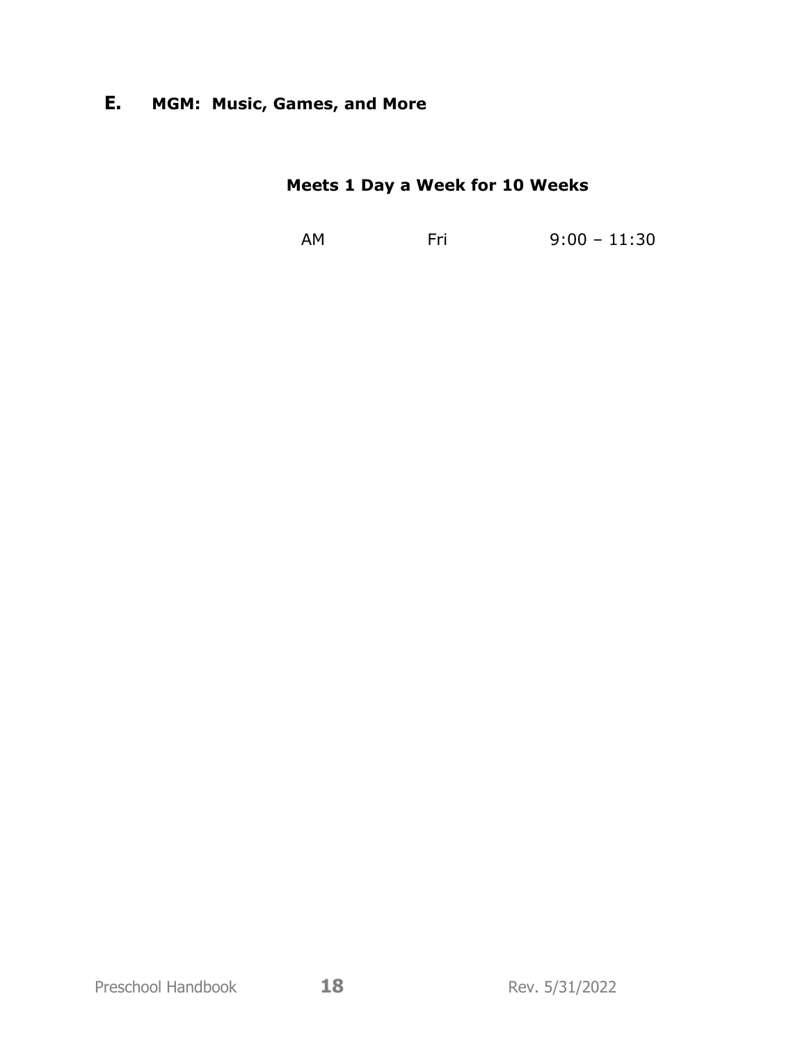## E. MGM: Music, Games, and More

**Meets 1 Day a Week for 10 Weeks**

| | | |
|---|---|---|
| AM | Fri | 9:00 – 11:30 |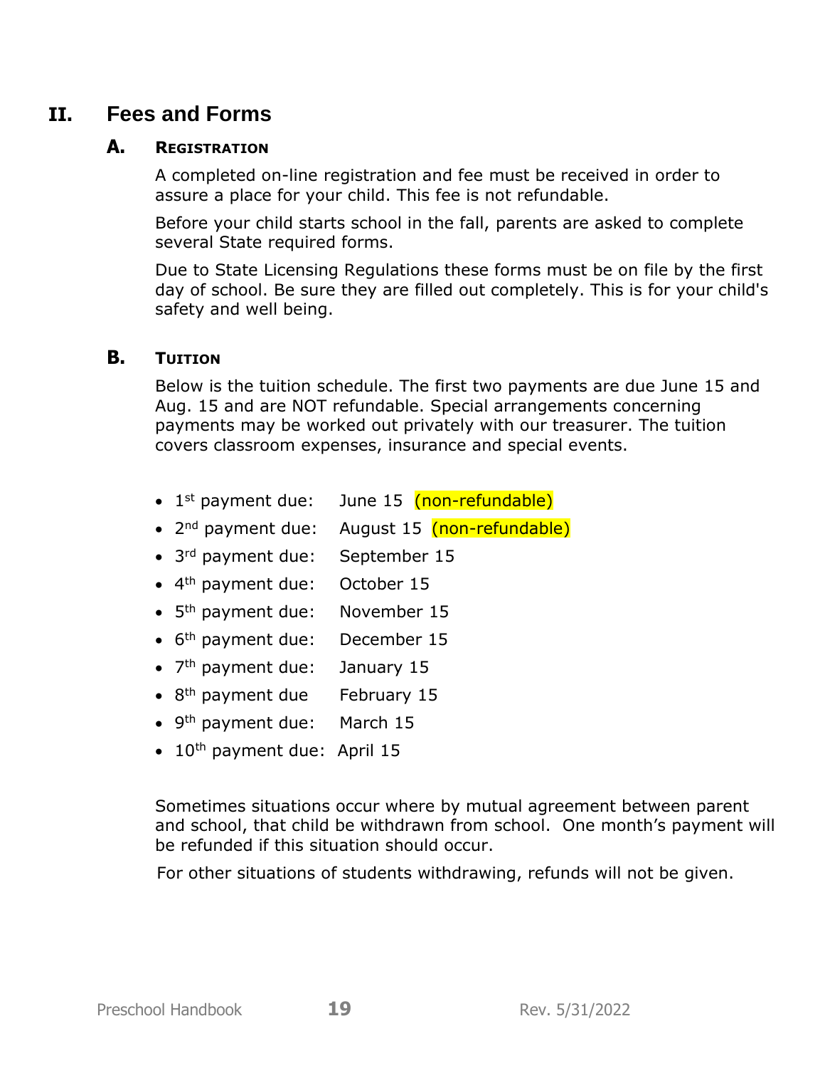## II. Fees and Forms

### A. Registration

A completed on-line registration and fee must be received in order to assure a place for your child. This fee is not refundable.

Before your child starts school in the fall, parents are asked to complete several State required forms.

Due to State Licensing Regulations these forms must be on file by the first day of school. Be sure they are filled out completely. This is for your child's safety and well being.

### B. Tuition

Below is the tuition schedule. The first two payments are due June 15 and Aug. 15 and are NOT refundable. Special arrangements concerning payments may be worked out privately with our treasurer. The tuition covers classroom expenses, insurance and special events.

- 1st payment due: June 15 (non-refundable)
- 2nd payment due: August 15 (non-refundable)
- 3rd payment due: September 15
- 4th payment due: October 15
- 5th payment due: November 15
- 6th payment due: December 15
- 7th payment due: January 15
- 8th payment due February 15
- 9th payment due: March 15
- 10th payment due: April 15

Sometimes situations occur where by mutual agreement between parent and school, that child be withdrawn from school. One month's payment will be refunded if this situation should occur.

For other situations of students withdrawing, refunds will not be given.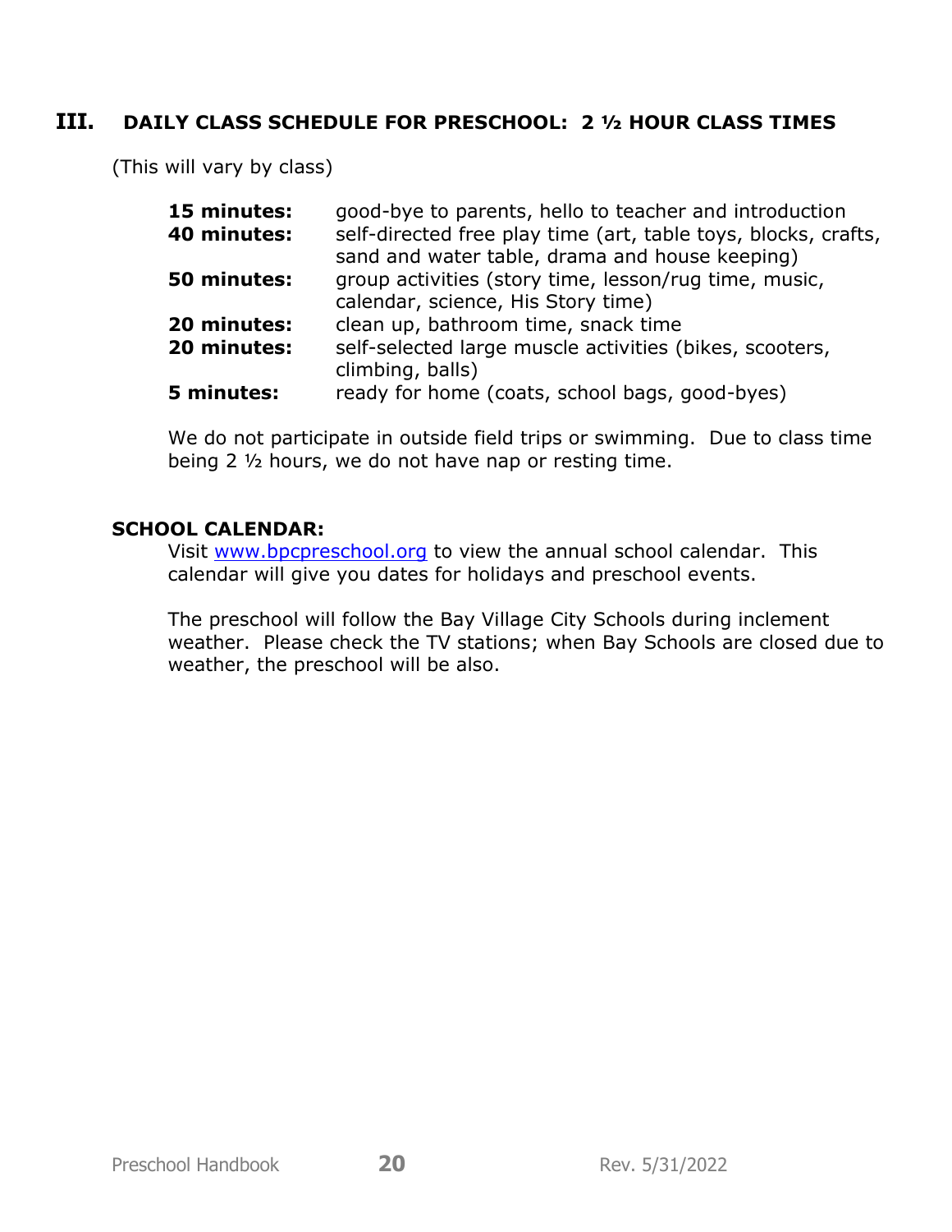## III. DAILY CLASS SCHEDULE FOR PRESCHOOL: 2 ½ HOUR CLASS TIMES

(This will vary by class)

| | |
|---|---|
| **15 minutes:** | good-bye to parents, hello to teacher and introduction |
| **40 minutes:** | self-directed free play time (art, table toys, blocks, crafts, sand and water table, drama and house keeping) |
| **50 minutes:** | group activities (story time, lesson/rug time, music, calendar, science, His Story time) |
| **20 minutes:** | clean up, bathroom time, snack time |
| **20 minutes:** | self-selected large muscle activities (bikes, scooters, climbing, balls) |
| **5 minutes:** | ready for home (coats, school bags, good-byes) |

We do not participate in outside field trips or swimming. Due to class time being 2 ½ hours, we do not have nap or resting time.

**SCHOOL CALENDAR:**

Visit [www.bpcpreschool.org](http://www.bpcpreschool.org) to view the annual school calendar. This calendar will give you dates for holidays and preschool events.

The preschool will follow the Bay Village City Schools during inclement weather. Please check the TV stations; when Bay Schools are closed due to weather, the preschool will be also.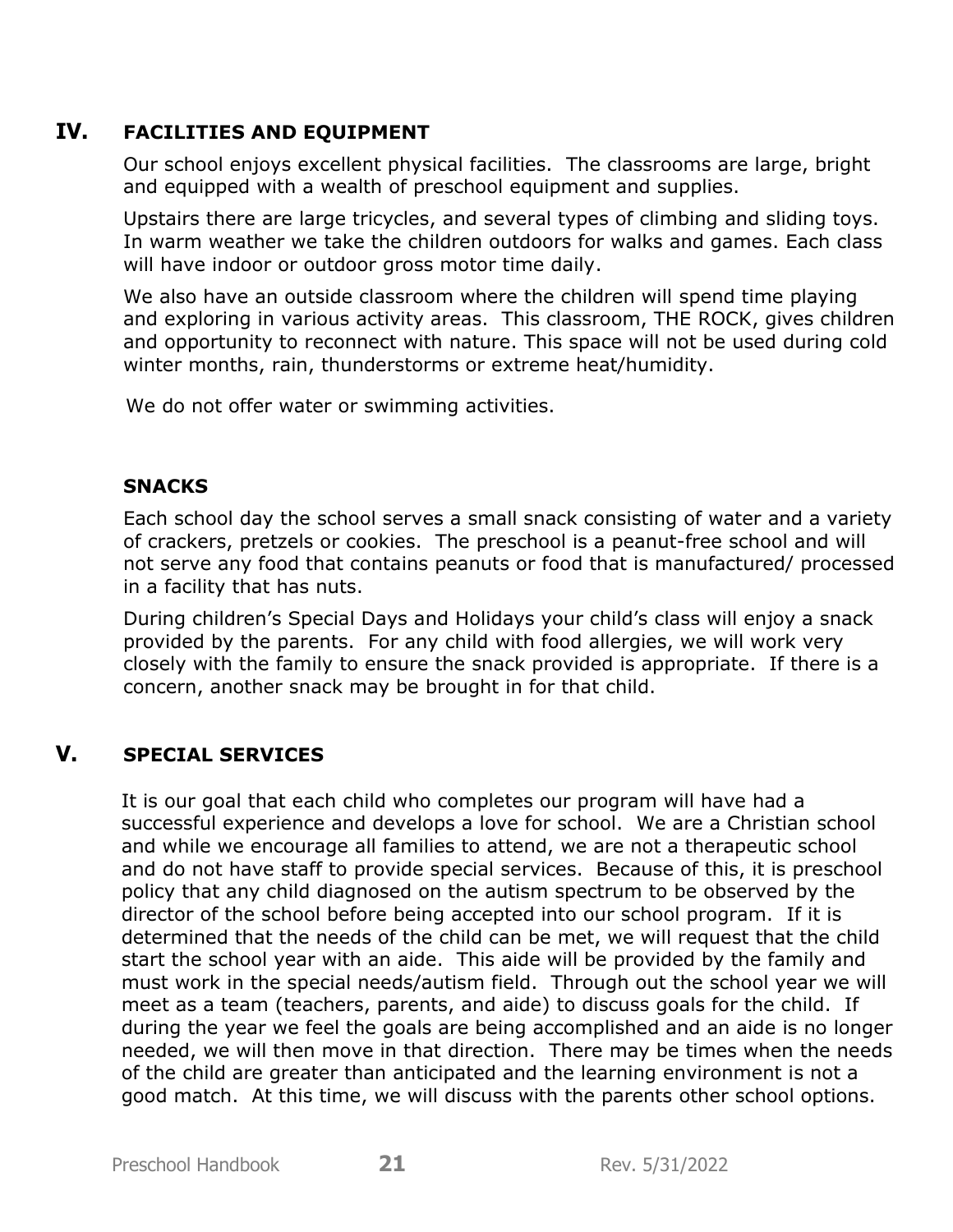## IV. FACILITIES AND EQUIPMENT

Our school enjoys excellent physical facilities. The classrooms are large, bright and equipped with a wealth of preschool equipment and supplies.

Upstairs there are large tricycles, and several types of climbing and sliding toys. In warm weather we take the children outdoors for walks and games. Each class will have indoor or outdoor gross motor time daily.

We also have an outside classroom where the children will spend time playing and exploring in various activity areas. This classroom, THE ROCK, gives children and opportunity to reconnect with nature. This space will not be used during cold winter months, rain, thunderstorms or extreme heat/humidity.

We do not offer water or swimming activities.

### SNACKS

Each school day the school serves a small snack consisting of water and a variety of crackers, pretzels or cookies. The preschool is a peanut-free school and will not serve any food that contains peanuts or food that is manufactured/ processed in a facility that has nuts.

During children's Special Days and Holidays your child's class will enjoy a snack provided by the parents. For any child with food allergies, we will work very closely with the family to ensure the snack provided is appropriate. If there is a concern, another snack may be brought in for that child.

## V. SPECIAL SERVICES

It is our goal that each child who completes our program will have had a successful experience and develops a love for school. We are a Christian school and while we encourage all families to attend, we are not a therapeutic school and do not have staff to provide special services. Because of this, it is preschool policy that any child diagnosed on the autism spectrum to be observed by the director of the school before being accepted into our school program. If it is determined that the needs of the child can be met, we will request that the child start the school year with an aide. This aide will be provided by the family and must work in the special needs/autism field. Through out the school year we will meet as a team (teachers, parents, and aide) to discuss goals for the child. If during the year we feel the goals are being accomplished and an aide is no longer needed, we will then move in that direction. There may be times when the needs of the child are greater than anticipated and the learning environment is not a good match. At this time, we will discuss with the parents other school options.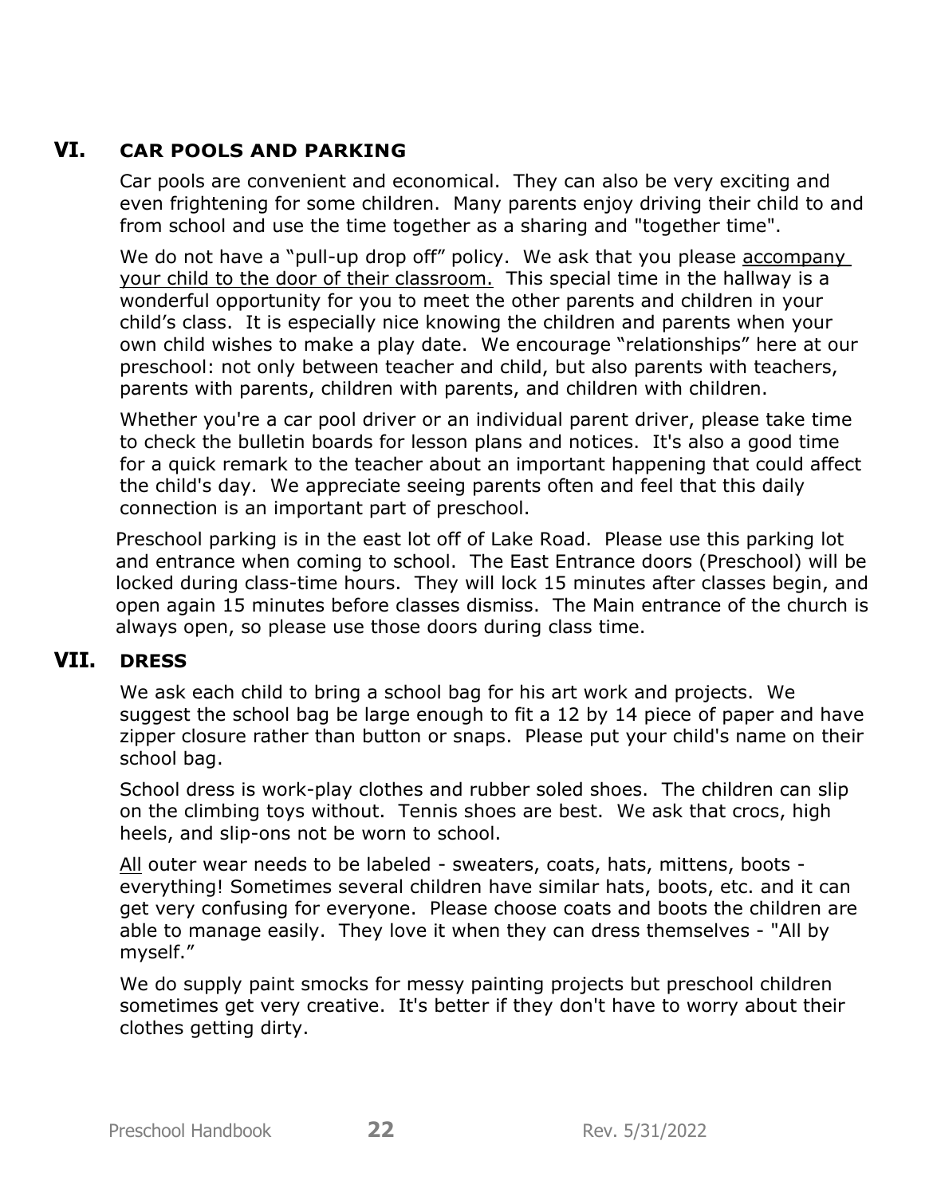## VI. CAR POOLS AND PARKING

Car pools are convenient and economical. They can also be very exciting and even frightening for some children. Many parents enjoy driving their child to and from school and use the time together as a sharing and "together time".

We do not have a "pull-up drop off" policy. We ask that you please <u>accompany your child to the door of their classroom.</u> This special time in the hallway is a wonderful opportunity for you to meet the other parents and children in your child's class. It is especially nice knowing the children and parents when your own child wishes to make a play date. We encourage "relationships" here at our preschool: not only between teacher and child, but also parents with teachers, parents with parents, children with parents, and children with children.

Whether you're a car pool driver or an individual parent driver, please take time to check the bulletin boards for lesson plans and notices. It's also a good time for a quick remark to the teacher about an important happening that could affect the child's day. We appreciate seeing parents often and feel that this daily connection is an important part of preschool.

Preschool parking is in the east lot off of Lake Road. Please use this parking lot and entrance when coming to school. The East Entrance doors (Preschool) will be locked during class-time hours. They will lock 15 minutes after classes begin, and open again 15 minutes before classes dismiss. The Main entrance of the church is always open, so please use those doors during class time.

## VII. DRESS

We ask each child to bring a school bag for his art work and projects. We suggest the school bag be large enough to fit a 12 by 14 piece of paper and have zipper closure rather than button or snaps. Please put your child's name on their school bag.

School dress is work-play clothes and rubber soled shoes. The children can slip on the climbing toys without. Tennis shoes are best. We ask that crocs, high heels, and slip-ons not be worn to school.

<u>All</u> outer wear needs to be labeled - sweaters, coats, hats, mittens, boots - everything! Sometimes several children have similar hats, boots, etc. and it can get very confusing for everyone. Please choose coats and boots the children are able to manage easily. They love it when they can dress themselves - "All by myself."

We do supply paint smocks for messy painting projects but preschool children sometimes get very creative. It's better if they don't have to worry about their clothes getting dirty.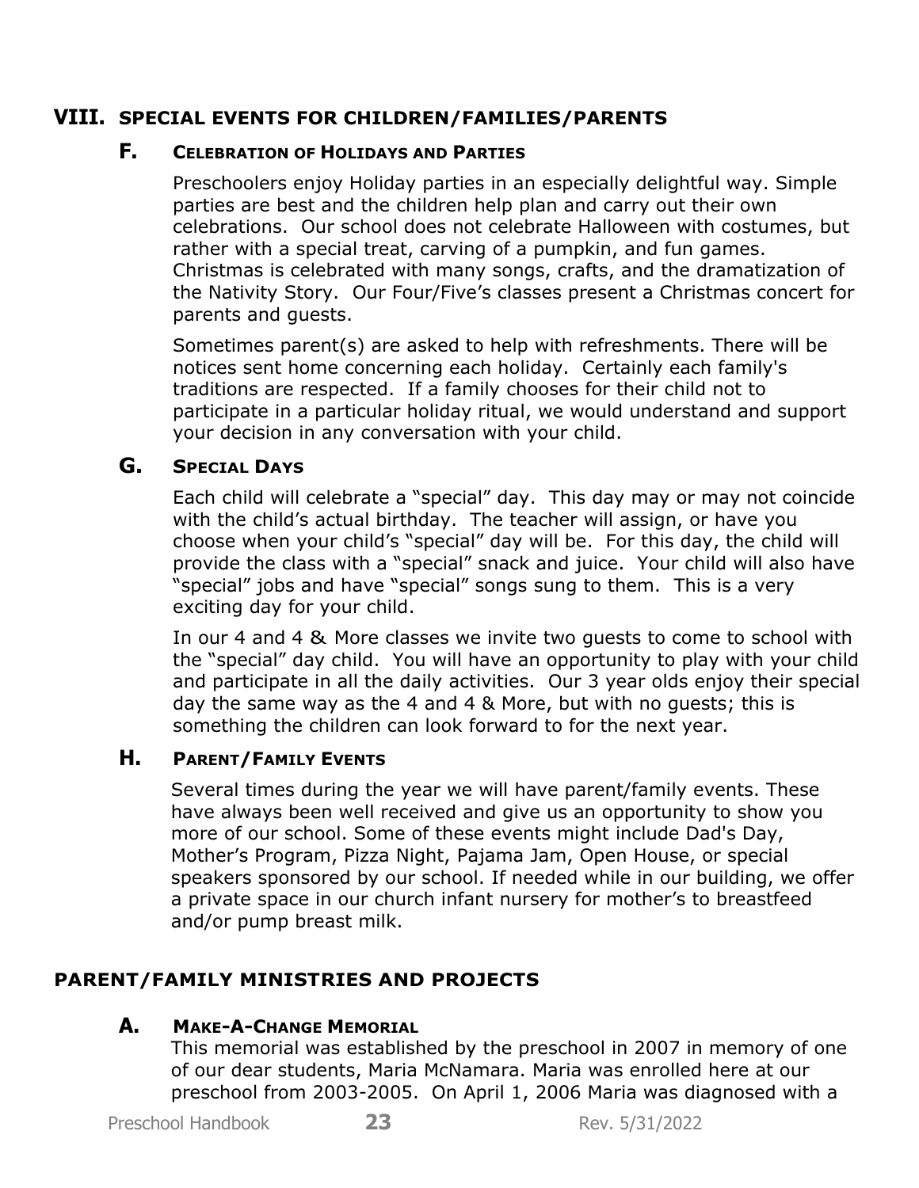# VIII. SPECIAL EVENTS FOR CHILDREN/FAMILIES/PARENTS

## F. CELEBRATION OF HOLIDAYS AND PARTIES

Preschoolers enjoy Holiday parties in an especially delightful way. Simple parties are best and the children help plan and carry out their own celebrations. Our school does not celebrate Halloween with costumes, but rather with a special treat, carving of a pumpkin, and fun games. Christmas is celebrated with many songs, crafts, and the dramatization of the Nativity Story. Our Four/Five's classes present a Christmas concert for parents and guests.

Sometimes parent(s) are asked to help with refreshments. There will be notices sent home concerning each holiday. Certainly each family's traditions are respected. If a family chooses for their child not to participate in a particular holiday ritual, we would understand and support your decision in any conversation with your child.

## G. SPECIAL DAYS

Each child will celebrate a "special" day. This day may or may not coincide with the child's actual birthday. The teacher will assign, or have you choose when your child's "special" day will be. For this day, the child will provide the class with a "special" snack and juice. Your child will also have "special" jobs and have "special" songs sung to them. This is a very exciting day for your child.

In our 4 and 4 & More classes we invite two guests to come to school with the "special" day child. You will have an opportunity to play with your child and participate in all the daily activities. Our 3 year olds enjoy their special day the same way as the 4 and 4 & More, but with no guests; this is something the children can look forward to for the next year.

## H. PARENT/FAMILY EVENTS

Several times during the year we will have parent/family events. These have always been well received and give us an opportunity to show you more of our school. Some of these events might include Dad's Day, Mother's Program, Pizza Night, Pajama Jam, Open House, or special speakers sponsored by our school. If needed while in our building, we offer a private space in our church infant nursery for mother's to breastfeed and/or pump breast milk.

# PARENT/FAMILY MINISTRIES AND PROJECTS

## A. MAKE-A-CHANGE MEMORIAL

This memorial was established by the preschool in 2007 in memory of one of our dear students, Maria McNamara. Maria was enrolled here at our preschool from 2003-2005. On April 1, 2006 Maria was diagnosed with a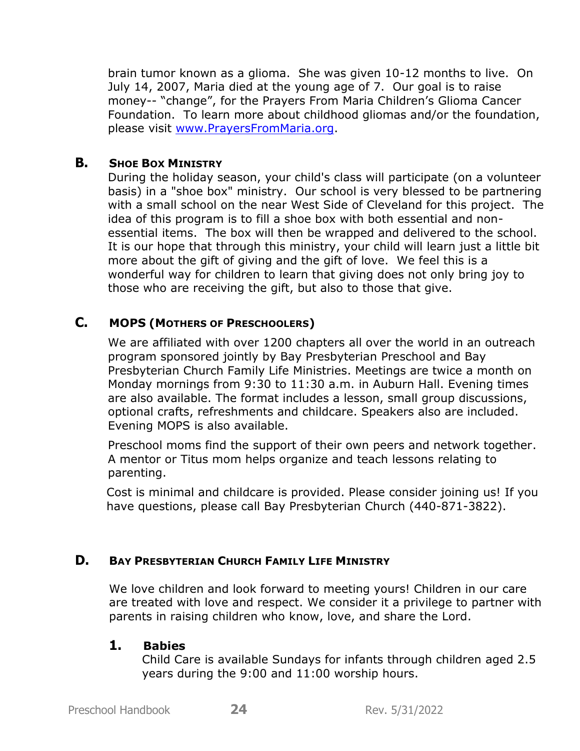brain tumor known as a glioma. She was given 10-12 months to live. On July 14, 2007, Maria died at the young age of 7. Our goal is to raise money-- “change”, for the Prayers From Maria Children’s Glioma Cancer Foundation. To learn more about childhood gliomas and/or the foundation, please visit [www.PrayersFromMaria.org](http://www.PrayersFromMaria.org).

## B. Shoe Box Ministry

During the holiday season, your child's class will participate (on a volunteer basis) in a "shoe box" ministry. Our school is very blessed to be partnering with a small school on the near West Side of Cleveland for this project. The idea of this program is to fill a shoe box with both essential and non-essential items. The box will then be wrapped and delivered to the school. It is our hope that through this ministry, your child will learn just a little bit more about the gift of giving and the gift of love. We feel this is a wonderful way for children to learn that giving does not only bring joy to those who are receiving the gift, but also to those that give.

## C. MOPS (Mothers of Preschoolers)

We are affiliated with over 1200 chapters all over the world in an outreach program sponsored jointly by Bay Presbyterian Preschool and Bay Presbyterian Church Family Life Ministries. Meetings are twice a month on Monday mornings from 9:30 to 11:30 a.m. in Auburn Hall. Evening times are also available. The format includes a lesson, small group discussions, optional crafts, refreshments and childcare. Speakers also are included. Evening MOPS is also available.

Preschool moms find the support of their own peers and network together. A mentor or Titus mom helps organize and teach lessons relating to parenting.

Cost is minimal and childcare is provided. Please consider joining us! If you have questions, please call Bay Presbyterian Church (440-871-3822).

## D. Bay Presbyterian Church Family Life Ministry

We love children and look forward to meeting yours! Children in our care are treated with love and respect. We consider it a privilege to partner with parents in raising children who know, love, and share the Lord.

### 1. Babies

Child Care is available Sundays for infants through children aged 2.5 years during the 9:00 and 11:00 worship hours.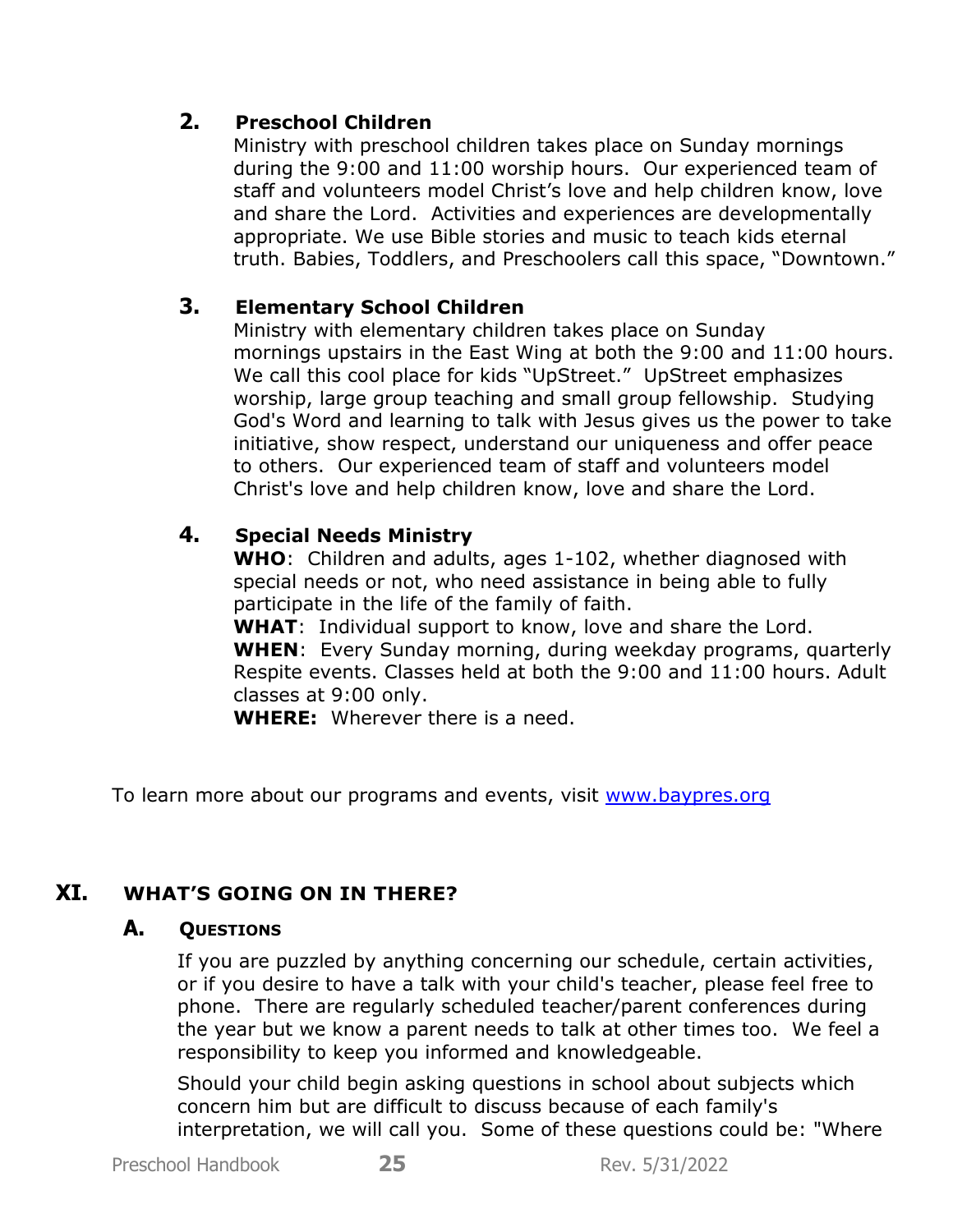### 2. Preschool Children

Ministry with preschool children takes place on Sunday mornings during the 9:00 and 11:00 worship hours. Our experienced team of staff and volunteers model Christ's love and help children know, love and share the Lord. Activities and experiences are developmentally appropriate. We use Bible stories and music to teach kids eternal truth. Babies, Toddlers, and Preschoolers call this space, "Downtown."

### 3. Elementary School Children

Ministry with elementary children takes place on Sunday mornings upstairs in the East Wing at both the 9:00 and 11:00 hours. We call this cool place for kids "UpStreet." UpStreet emphasizes worship, large group teaching and small group fellowship. Studying God's Word and learning to talk with Jesus gives us the power to take initiative, show respect, understand our uniqueness and offer peace to others. Our experienced team of staff and volunteers model Christ's love and help children know, love and share the Lord.

### 4. Special Needs Ministry

**WHO**: Children and adults, ages 1-102, whether diagnosed with special needs or not, who need assistance in being able to fully participate in the life of the family of faith.
**WHAT**: Individual support to know, love and share the Lord.
**WHEN**: Every Sunday morning, during weekday programs, quarterly Respite events. Classes held at both the 9:00 and 11:00 hours. Adult classes at 9:00 only.
**WHERE:** Wherever there is a need.

To learn more about our programs and events, visit [www.baypres.org](www.baypres.org)

## XI. WHAT'S GOING ON IN THERE?

### A. Questions

If you are puzzled by anything concerning our schedule, certain activities, or if you desire to have a talk with your child's teacher, please feel free to phone. There are regularly scheduled teacher/parent conferences during the year but we know a parent needs to talk at other times too. We feel a responsibility to keep you informed and knowledgeable.

Should your child begin asking questions in school about subjects which concern him but are difficult to discuss because of each family's interpretation, we will call you. Some of these questions could be: "Where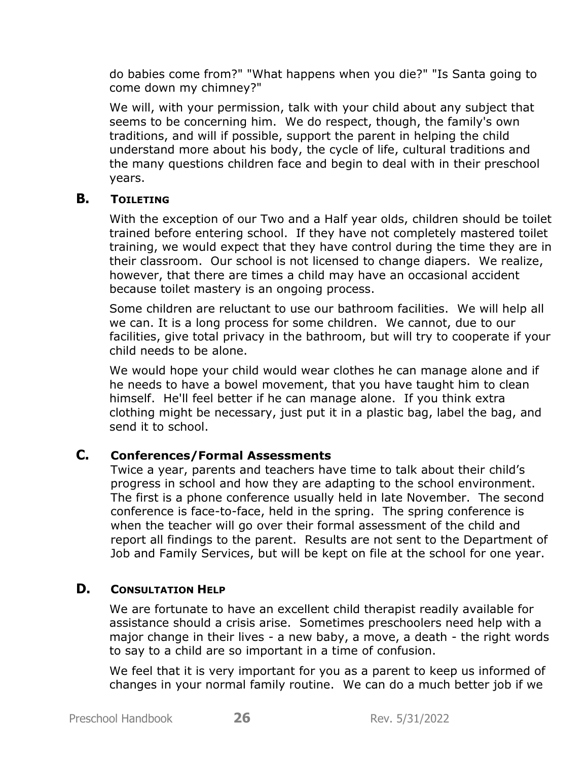do babies come from?" "What happens when you die?" "Is Santa going to come down my chimney?"

We will, with your permission, talk with your child about any subject that seems to be concerning him. We do respect, though, the family's own traditions, and will if possible, support the parent in helping the child understand more about his body, the cycle of life, cultural traditions and the many questions children face and begin to deal with in their preschool years.

## B. Toileting

With the exception of our Two and a Half year olds, children should be toilet trained before entering school. If they have not completely mastered toilet training, we would expect that they have control during the time they are in their classroom. Our school is not licensed to change diapers. We realize, however, that there are times a child may have an occasional accident because toilet mastery is an ongoing process.

Some children are reluctant to use our bathroom facilities. We will help all we can. It is a long process for some children. We cannot, due to our facilities, give total privacy in the bathroom, but will try to cooperate if your child needs to be alone.

We would hope your child would wear clothes he can manage alone and if he needs to have a bowel movement, that you have taught him to clean himself. He'll feel better if he can manage alone. If you think extra clothing might be necessary, just put it in a plastic bag, label the bag, and send it to school.

## C. Conferences/Formal Assessments

Twice a year, parents and teachers have time to talk about their child's progress in school and how they are adapting to the school environment. The first is a phone conference usually held in late November. The second conference is face-to-face, held in the spring. The spring conference is when the teacher will go over their formal assessment of the child and report all findings to the parent. Results are not sent to the Department of Job and Family Services, but will be kept on file at the school for one year.

## D. Consultation Help

We are fortunate to have an excellent child therapist readily available for assistance should a crisis arise. Sometimes preschoolers need help with a major change in their lives - a new baby, a move, a death - the right words to say to a child are so important in a time of confusion.

We feel that it is very important for you as a parent to keep us informed of changes in your normal family routine. We can do a much better job if we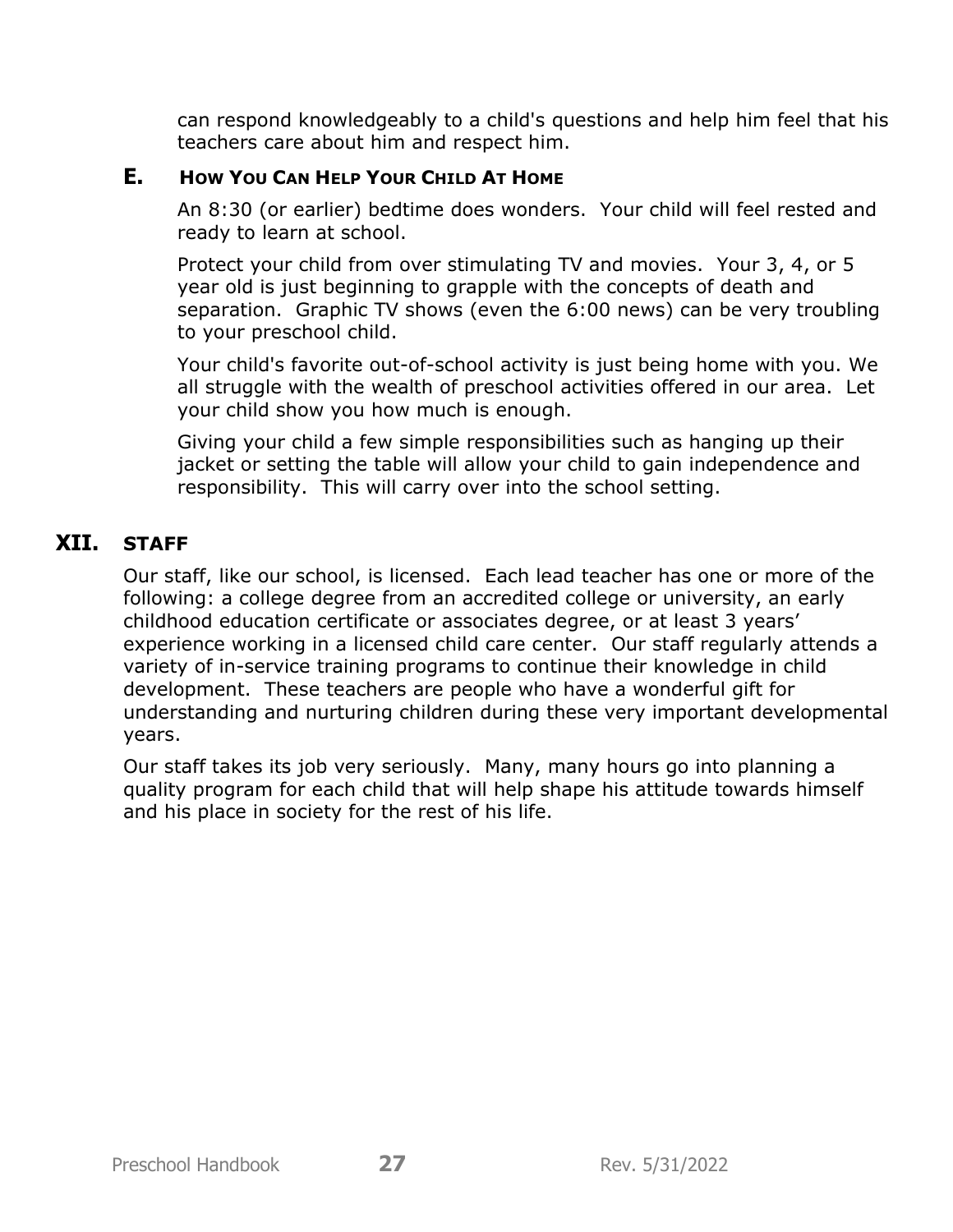can respond knowledgeably to a child's questions and help him feel that his teachers care about him and respect him.

### E. How You Can Help Your Child At Home

An 8:30 (or earlier) bedtime does wonders. Your child will feel rested and ready to learn at school.

Protect your child from over stimulating TV and movies. Your 3, 4, or 5 year old is just beginning to grapple with the concepts of death and separation. Graphic TV shows (even the 6:00 news) can be very troubling to your preschool child.

Your child's favorite out-of-school activity is just being home with you. We all struggle with the wealth of preschool activities offered in our area. Let your child show you how much is enough.

Giving your child a few simple responsibilities such as hanging up their jacket or setting the table will allow your child to gain independence and responsibility. This will carry over into the school setting.

## XII. STAFF

Our staff, like our school, is licensed. Each lead teacher has one or more of the following: a college degree from an accredited college or university, an early childhood education certificate or associates degree, or at least 3 years' experience working in a licensed child care center. Our staff regularly attends a variety of in-service training programs to continue their knowledge in child development. These teachers are people who have a wonderful gift for understanding and nurturing children during these very important developmental years.

Our staff takes its job very seriously. Many, many hours go into planning a quality program for each child that will help shape his attitude towards himself and his place in society for the rest of his life.